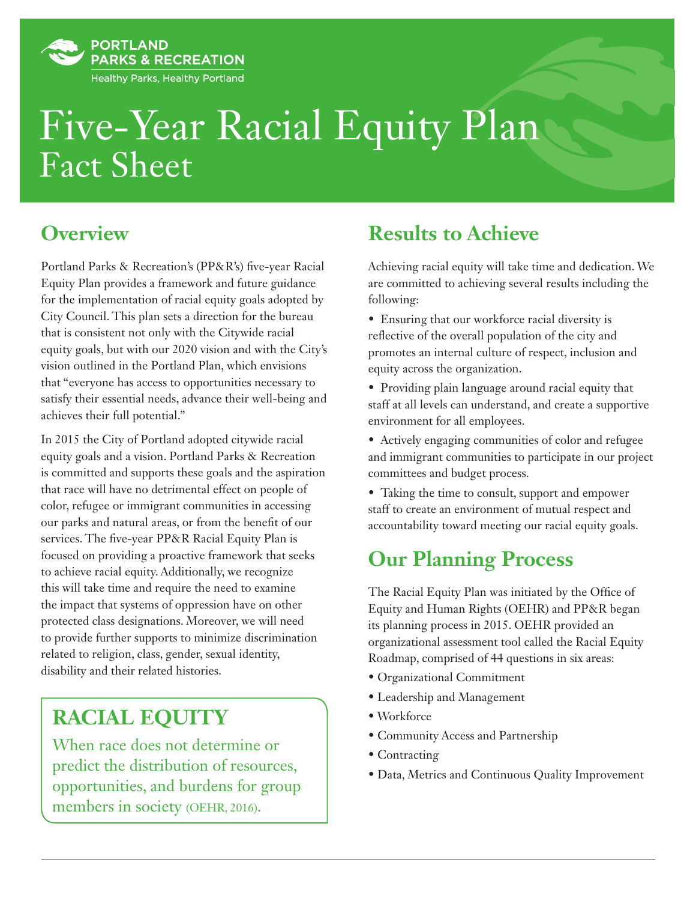PORTLAND PARKS & RECREATION

Healthy Parks, Healthy Portland

# Five-Year Racial Equity Plan Fact Sheet

## Overview

Portland Parks & Recreation's (PP&R's) five-year Racial Equity Plan provides a framework and future guidance for the implementation of racial equity goals adopted by City Council. This plan sets a direction for the bureau that is consistent not only with the Citywide racial equity goals, but with our 2020 vision and with the City's vision outlined in the Portland Plan, which envisions that "everyone has access to opportunities necessary to satisfy their essential needs, advance their well-being and achieves their full potential."

In 2015 the City of Portland adopted citywide racial equity goals and a vision. Portland Parks & Recreation is committed and supports these goals and the aspiration that race will have no detrimental effect on people of color, refugee or immigrant communities in accessing our parks and natural areas, or from the benefit of our services. The five-year PP&R Racial Equity Plan is focused on providing a proactive framework that seeks to achieve racial equity. Additionally, we recognize this will take time and require the need to examine the impact that systems of oppression have on other protected class designations. Moreover, we will need to provide further supports to minimize discrimination related to religion, class, gender, sexual identity, disability and their related histories.

### RACIAL EQUITY

When race does not determine or predict the distribution of resources, opportunities, and burdens for group members in society (OEHR, 2016).

## Results to Achieve

Achieving racial equity will take time and dedication. We are committed to achieving several results including the following:

- Ensuring that our workforce racial diversity is reflective of the overall population of the city and promotes an internal culture of respect, inclusion and equity across the organization.
- Providing plain language around racial equity that staff at all levels can understand, and create a supportive environment for all employees.
- Actively engaging communities of color and refugee and immigrant communities to participate in our project committees and budget process.
- Taking the time to consult, support and empower staff to create an environment of mutual respect and accountability toward meeting our racial equity goals.

## Our Planning Process

The Racial Equity Plan was initiated by the Office of Equity and Human Rights (OEHR) and PP&R began its planning process in 2015. OEHR provided an organizational assessment tool called the Racial Equity Roadmap, comprised of 44 questions in six areas:

- Organizational Commitment
- Leadership and Management
- Workforce
- Community Access and Partnership
- Contracting
- Data, Metrics and Continuous Quality Improvement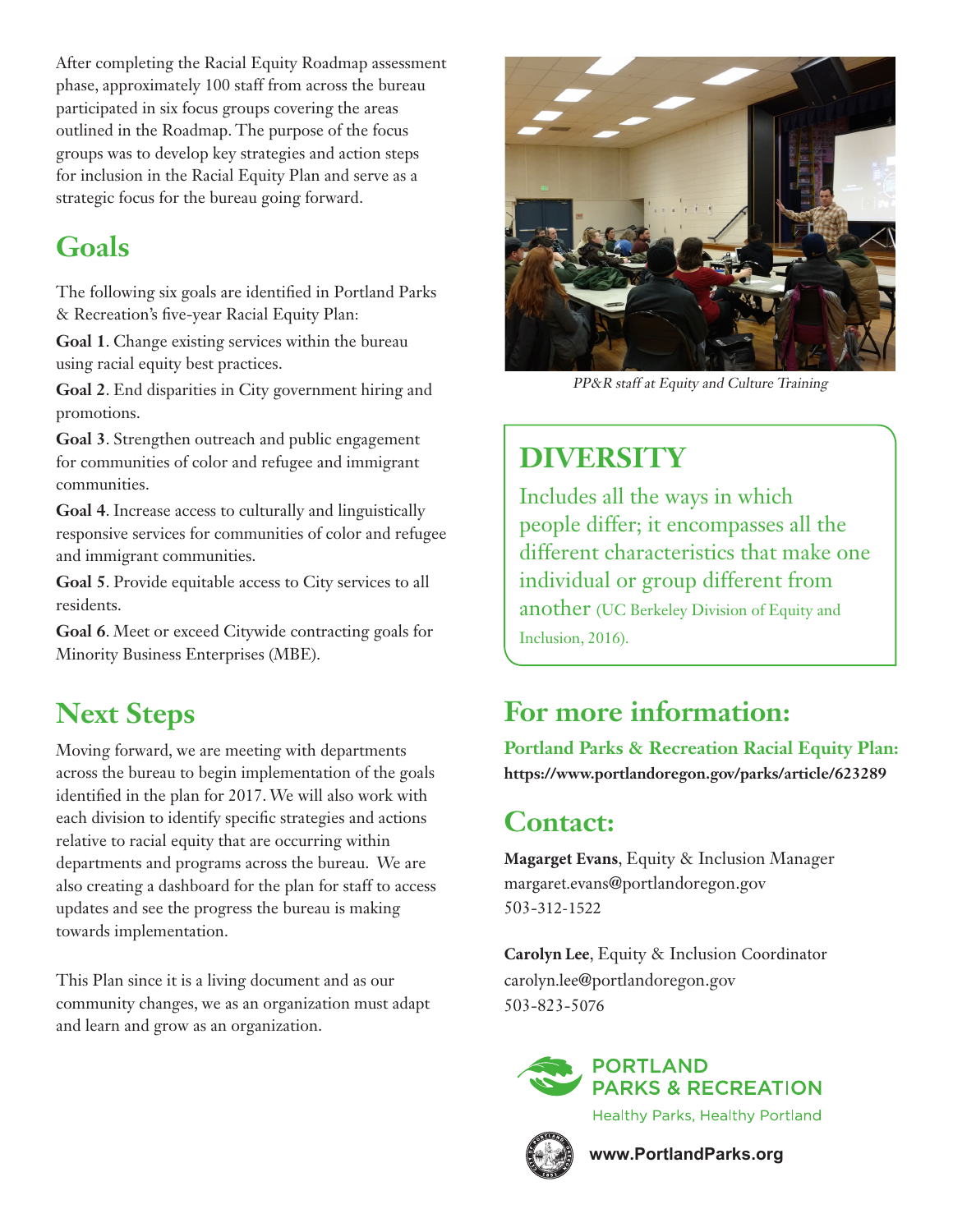After completing the Racial Equity Roadmap assessment phase, approximately 100 staff from across the bureau participated in six focus groups covering the areas outlined in the Roadmap. The purpose of the focus groups was to develop key strategies and action steps for inclusion in the Racial Equity Plan and serve as a strategic focus for the bureau going forward.

## Goals

The following six goals are identified in Portland Parks & Recreation's five-year Racial Equity Plan:

**Goal 1**. Change existing services within the bureau using racial equity best practices.

**Goal 2**. End disparities in City government hiring and promotions.

**Goal 3**. Strengthen outreach and public engagement for communities of color and refugee and immigrant communities.

**Goal 4**. Increase access to culturally and linguistically responsive services for communities of color and refugee and immigrant communities.

**Goal 5**. Provide equitable access to City services to all residents.

**Goal 6**. Meet or exceed Citywide contracting goals for Minority Business Enterprises (MBE).

## Next Steps

Moving forward, we are meeting with departments across the bureau to begin implementation of the goals identified in the plan for 2017. We will also work with each division to identify specific strategies and actions relative to racial equity that are occurring within departments and programs across the bureau. We are also creating a dashboard for the plan for staff to access updates and see the progress the bureau is making towards implementation.

This Plan since it is a living document and as our community changes, we as an organization must adapt and learn and grow as an organization.

*PP&R staff at Equity and Culture Training*

## DIVERSITY

Includes all the ways in which people differ; it encompasses all the different characteristics that make one individual or group different from another (UC Berkeley Division of Equity and Inclusion, 2016).

## For more information:

**Portland Parks & Recreation Racial Equity Plan:**
**https://www.portlandoregon.gov/parks/article/623289**

## Contact:

**Magarget Evans**, Equity & Inclusion Manager
margaret.evans@portlandoregon.gov
503-312-1522

**Carolyn Lee**, Equity & Inclusion Coordinator
carolyn.lee@portlandoregon.gov
503-823-5076

PORTLAND PARKS & RECREATION
Healthy Parks, Healthy Portland

**www.PortlandParks.org**